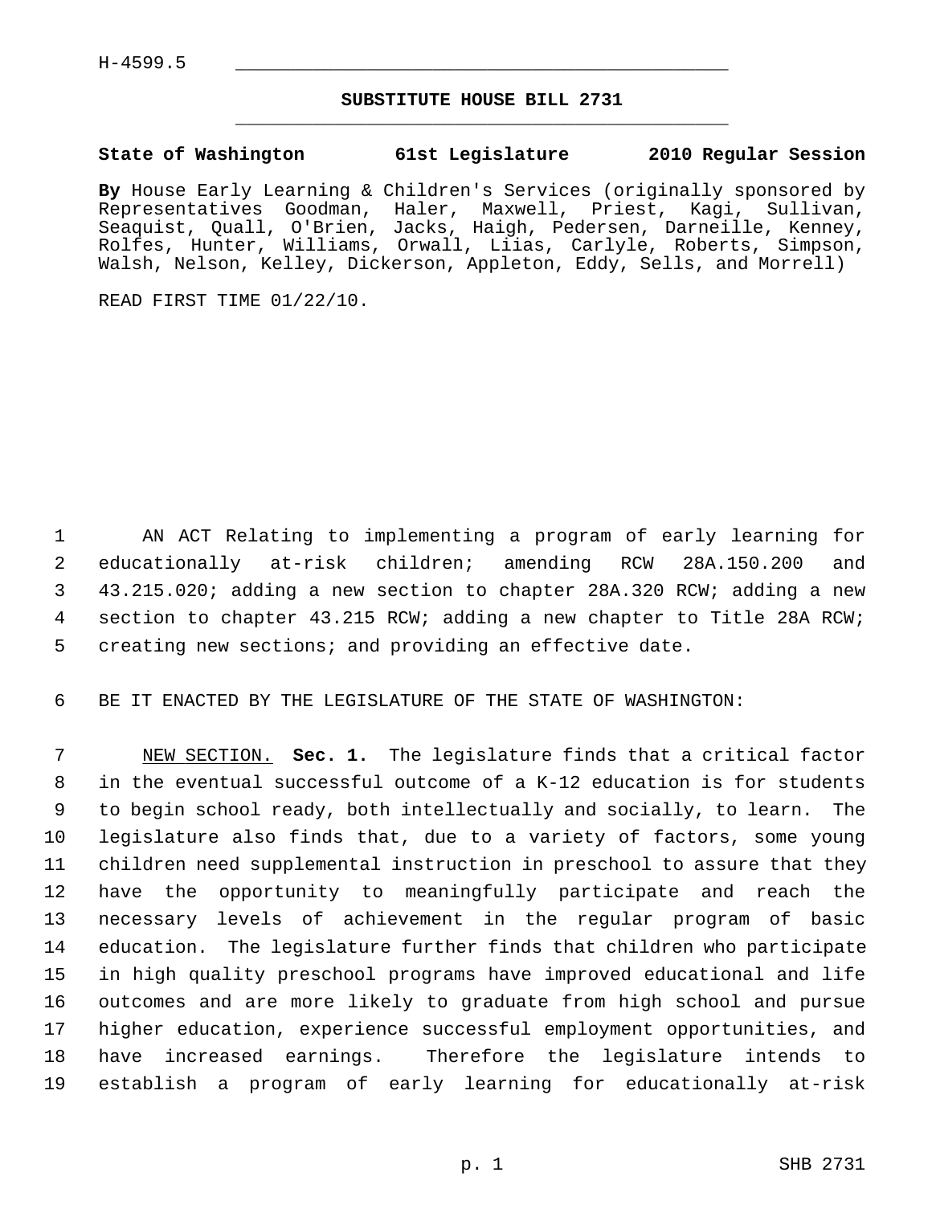H-4599.5

# SUBSTITUTE HOUSE BILL 2731

**State of Washington 61st Legislature 2010 Regular Session**

**By** House Early Learning & Children's Services (originally sponsored by Representatives Goodman, Haler, Maxwell, Priest, Kagi, Sullivan, Seaquist, Quall, O'Brien, Jacks, Haigh, Pedersen, Darneille, Kenney, Rolfes, Hunter, Williams, Orwall, Liias, Carlyle, Roberts, Simpson, Walsh, Nelson, Kelley, Dickerson, Appleton, Eddy, Sells, and Morrell)

READ FIRST TIME 01/22/10.

AN ACT Relating to implementing a program of early learning for educationally at-risk children; amending RCW 28A.150.200 and 43.215.020; adding a new section to chapter 28A.320 RCW; adding a new section to chapter 43.215 RCW; adding a new chapter to Title 28A RCW; creating new sections; and providing an effective date.

BE IT ENACTED BY THE LEGISLATURE OF THE STATE OF WASHINGTON:

NEW SECTION. **Sec. 1.** The legislature finds that a critical factor in the eventual successful outcome of a K-12 education is for students to begin school ready, both intellectually and socially, to learn. The legislature also finds that, due to a variety of factors, some young children need supplemental instruction in preschool to assure that they have the opportunity to meaningfully participate and reach the necessary levels of achievement in the regular program of basic education. The legislature further finds that children who participate in high quality preschool programs have improved educational and life outcomes and are more likely to graduate from high school and pursue higher education, experience successful employment opportunities, and have increased earnings. Therefore the legislature intends to establish a program of early learning for educationally at-risk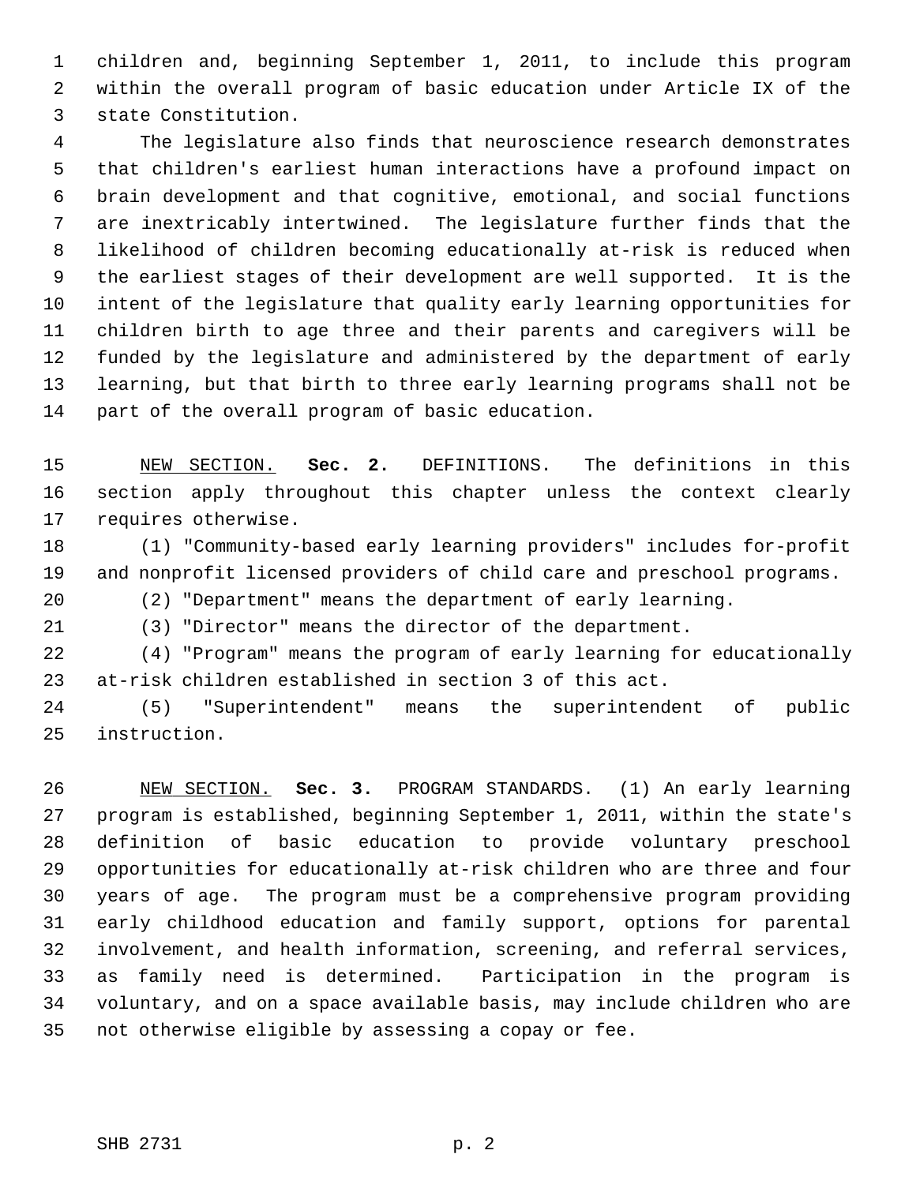children and, beginning September 1, 2011, to include this program within the overall program of basic education under Article IX of the state Constitution.

The legislature also finds that neuroscience research demonstrates that children's earliest human interactions have a profound impact on brain development and that cognitive, emotional, and social functions are inextricably intertwined. The legislature further finds that the likelihood of children becoming educationally at-risk is reduced when the earliest stages of their development are well supported. It is the intent of the legislature that quality early learning opportunities for children birth to age three and their parents and caregivers will be funded by the legislature and administered by the department of early learning, but that birth to three early learning programs shall not be part of the overall program of basic education.

NEW SECTION. **Sec. 2.** DEFINITIONS. The definitions in this section apply throughout this chapter unless the context clearly requires otherwise.

(1) "Community-based early learning providers" includes for-profit and nonprofit licensed providers of child care and preschool programs.

(2) "Department" means the department of early learning.

(3) "Director" means the director of the department.

(4) "Program" means the program of early learning for educationally at-risk children established in section 3 of this act.

(5) "Superintendent" means the superintendent of public instruction.

NEW SECTION. **Sec. 3.** PROGRAM STANDARDS. (1) An early learning program is established, beginning September 1, 2011, within the state's definition of basic education to provide voluntary preschool opportunities for educationally at-risk children who are three and four years of age. The program must be a comprehensive program providing early childhood education and family support, options for parental involvement, and health information, screening, and referral services, as family need is determined. Participation in the program is voluntary, and on a space available basis, may include children who are not otherwise eligible by assessing a copay or fee.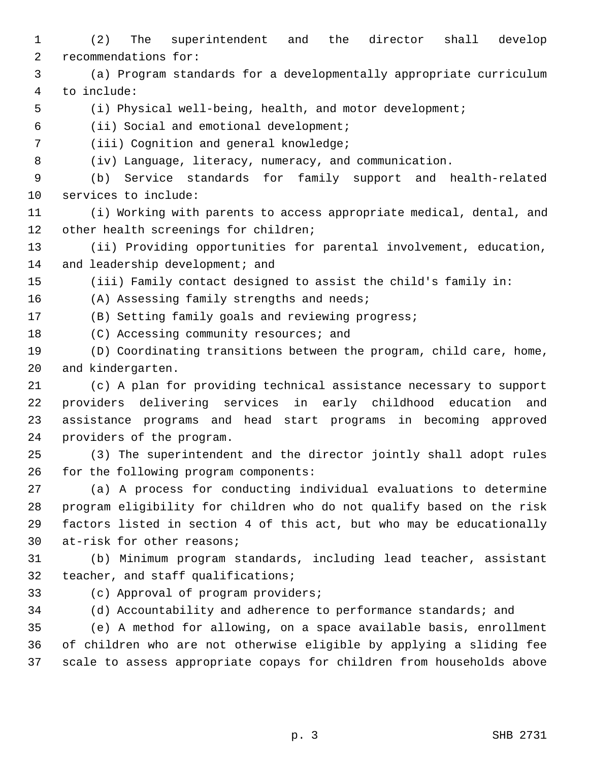(2) The superintendent and the director shall develop recommendations for:

(a) Program standards for a developmentally appropriate curriculum to include:

(i) Physical well-being, health, and motor development;

(ii) Social and emotional development;

(iii) Cognition and general knowledge;

(iv) Language, literacy, numeracy, and communication.

(b) Service standards for family support and health-related services to include:

(i) Working with parents to access appropriate medical, dental, and other health screenings for children;

(ii) Providing opportunities for parental involvement, education, and leadership development; and

(iii) Family contact designed to assist the child's family in:

(A) Assessing family strengths and needs;

(B) Setting family goals and reviewing progress;

(C) Accessing community resources; and

(D) Coordinating transitions between the program, child care, home, and kindergarten.

(c) A plan for providing technical assistance necessary to support providers delivering services in early childhood education and assistance programs and head start programs in becoming approved providers of the program.

(3) The superintendent and the director jointly shall adopt rules for the following program components:

(a) A process for conducting individual evaluations to determine program eligibility for children who do not qualify based on the risk factors listed in section 4 of this act, but who may be educationally at-risk for other reasons;

(b) Minimum program standards, including lead teacher, assistant teacher, and staff qualifications;

(c) Approval of program providers;

(d) Accountability and adherence to performance standards; and

(e) A method for allowing, on a space available basis, enrollment of children who are not otherwise eligible by applying a sliding fee scale to assess appropriate copays for children from households above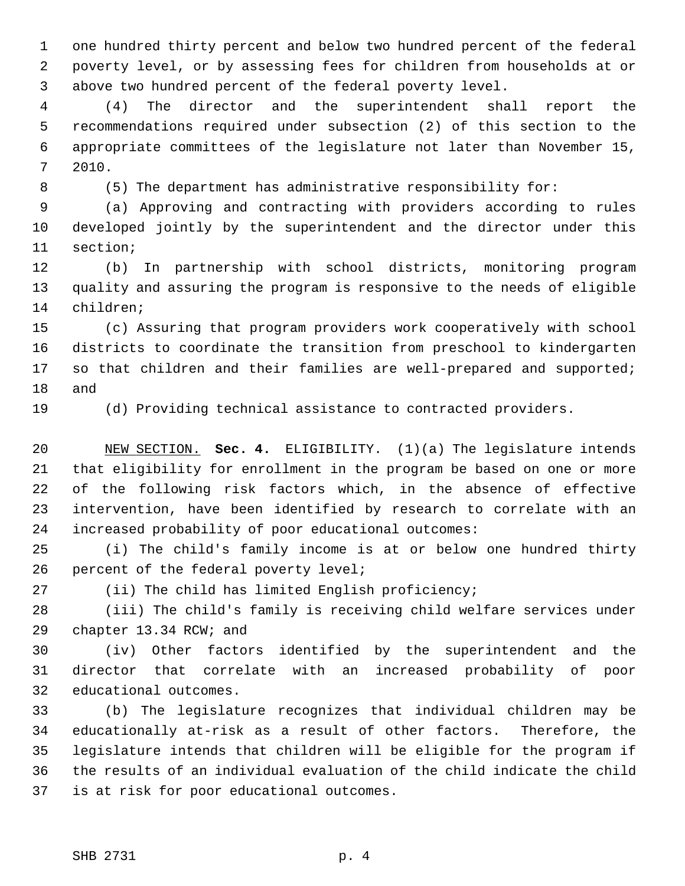one hundred thirty percent and below two hundred percent of the federal poverty level, or by assessing fees for children from households at or above two hundred percent of the federal poverty level.

(4) The director and the superintendent shall report the recommendations required under subsection (2) of this section to the appropriate committees of the legislature not later than November 15, 2010.

(5) The department has administrative responsibility for:

(a) Approving and contracting with providers according to rules developed jointly by the superintendent and the director under this section;

(b) In partnership with school districts, monitoring program quality and assuring the program is responsive to the needs of eligible children;

(c) Assuring that program providers work cooperatively with school districts to coordinate the transition from preschool to kindergarten so that children and their families are well-prepared and supported; and

(d) Providing technical assistance to contracted providers.

NEW SECTION. **Sec. 4.** ELIGIBILITY. (1)(a) The legislature intends that eligibility for enrollment in the program be based on one or more of the following risk factors which, in the absence of effective intervention, have been identified by research to correlate with an increased probability of poor educational outcomes:

(i) The child's family income is at or below one hundred thirty percent of the federal poverty level;

(ii) The child has limited English proficiency;

(iii) The child's family is receiving child welfare services under chapter 13.34 RCW; and

(iv) Other factors identified by the superintendent and the director that correlate with an increased probability of poor educational outcomes.

(b) The legislature recognizes that individual children may be educationally at-risk as a result of other factors. Therefore, the legislature intends that children will be eligible for the program if the results of an individual evaluation of the child indicate the child is at risk for poor educational outcomes.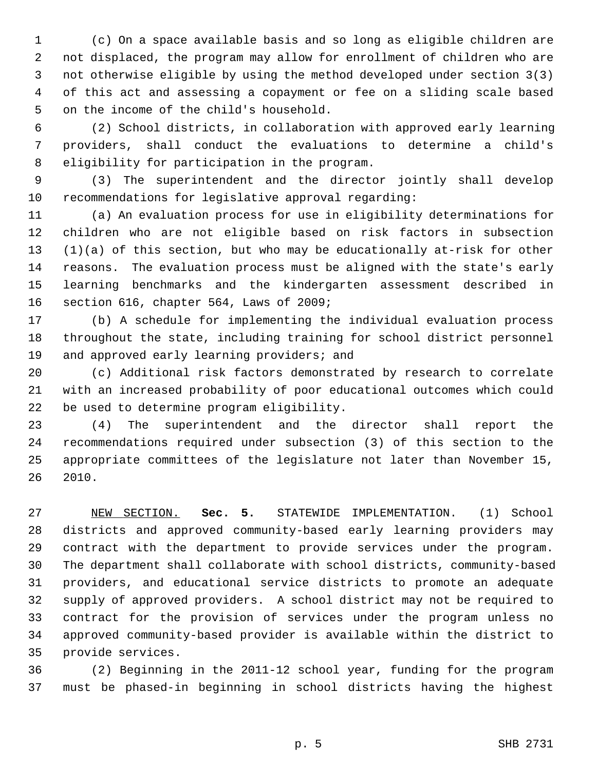(c) On a space available basis and so long as eligible children are not displaced, the program may allow for enrollment of children who are not otherwise eligible by using the method developed under section 3(3) of this act and assessing a copayment or fee on a sliding scale based on the income of the child's household.

(2) School districts, in collaboration with approved early learning providers, shall conduct the evaluations to determine a child's eligibility for participation in the program.

(3) The superintendent and the director jointly shall develop recommendations for legislative approval regarding:

(a) An evaluation process for use in eligibility determinations for children who are not eligible based on risk factors in subsection (1)(a) of this section, but who may be educationally at-risk for other reasons. The evaluation process must be aligned with the state's early learning benchmarks and the kindergarten assessment described in section 616, chapter 564, Laws of 2009;

(b) A schedule for implementing the individual evaluation process throughout the state, including training for school district personnel and approved early learning providers; and

(c) Additional risk factors demonstrated by research to correlate with an increased probability of poor educational outcomes which could be used to determine program eligibility.

(4) The superintendent and the director shall report the recommendations required under subsection (3) of this section to the appropriate committees of the legislature not later than November 15, 2010.

NEW SECTION. **Sec. 5.** STATEWIDE IMPLEMENTATION. (1) School districts and approved community-based early learning providers may contract with the department to provide services under the program. The department shall collaborate with school districts, community-based providers, and educational service districts to promote an adequate supply of approved providers. A school district may not be required to contract for the provision of services under the program unless no approved community-based provider is available within the district to provide services.

(2) Beginning in the 2011-12 school year, funding for the program must be phased-in beginning in school districts having the highest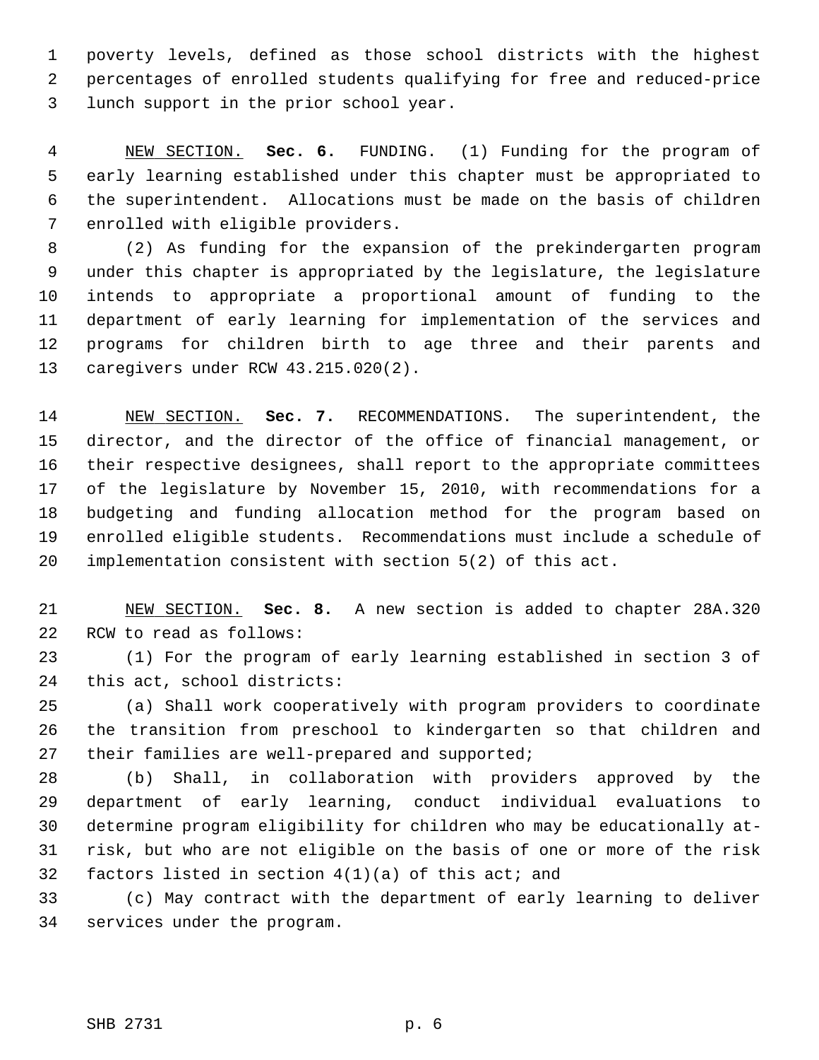poverty levels, defined as those school districts with the highest percentages of enrolled students qualifying for free and reduced-price lunch support in the prior school year.

NEW SECTION. **Sec. 6.** FUNDING. (1) Funding for the program of early learning established under this chapter must be appropriated to the superintendent. Allocations must be made on the basis of children enrolled with eligible providers.

(2) As funding for the expansion of the prekindergarten program under this chapter is appropriated by the legislature, the legislature intends to appropriate a proportional amount of funding to the department of early learning for implementation of the services and programs for children birth to age three and their parents and caregivers under RCW 43.215.020(2).

NEW SECTION. **Sec. 7.** RECOMMENDATIONS. The superintendent, the director, and the director of the office of financial management, or their respective designees, shall report to the appropriate committees of the legislature by November 15, 2010, with recommendations for a budgeting and funding allocation method for the program based on enrolled eligible students. Recommendations must include a schedule of implementation consistent with section 5(2) of this act.

NEW SECTION. **Sec. 8.** A new section is added to chapter 28A.320 RCW to read as follows:

(1) For the program of early learning established in section 3 of this act, school districts:

(a) Shall work cooperatively with program providers to coordinate the transition from preschool to kindergarten so that children and their families are well-prepared and supported;

(b) Shall, in collaboration with providers approved by the department of early learning, conduct individual evaluations to determine program eligibility for children who may be educationally at-risk, but who are not eligible on the basis of one or more of the risk factors listed in section 4(1)(a) of this act; and

(c) May contract with the department of early learning to deliver services under the program.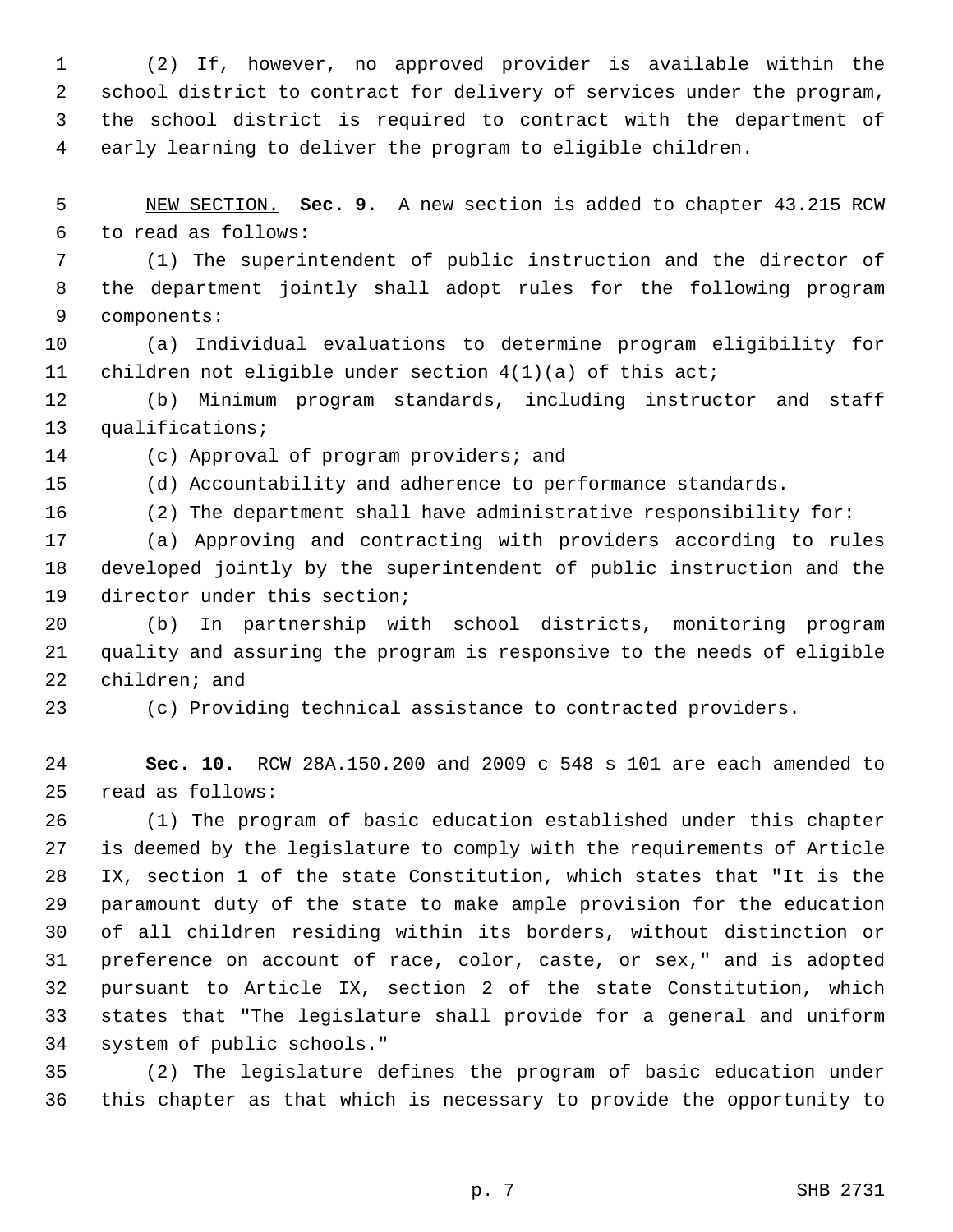(2) If, however, no approved provider is available within the school district to contract for delivery of services under the program, the school district is required to contract with the department of early learning to deliver the program to eligible children.

NEW SECTION. **Sec. 9.** A new section is added to chapter 43.215 RCW to read as follows:

(1) The superintendent of public instruction and the director of the department jointly shall adopt rules for the following program components:

(a) Individual evaluations to determine program eligibility for children not eligible under section 4(1)(a) of this act;

(b) Minimum program standards, including instructor and staff qualifications;

(c) Approval of program providers; and

(d) Accountability and adherence to performance standards.

(2) The department shall have administrative responsibility for:

(a) Approving and contracting with providers according to rules developed jointly by the superintendent of public instruction and the director under this section;

(b) In partnership with school districts, monitoring program quality and assuring the program is responsive to the needs of eligible children; and

(c) Providing technical assistance to contracted providers.

**Sec. 10.** RCW 28A.150.200 and 2009 c 548 s 101 are each amended to read as follows:

(1) The program of basic education established under this chapter is deemed by the legislature to comply with the requirements of Article IX, section 1 of the state Constitution, which states that "It is the paramount duty of the state to make ample provision for the education of all children residing within its borders, without distinction or preference on account of race, color, caste, or sex," and is adopted pursuant to Article IX, section 2 of the state Constitution, which states that "The legislature shall provide for a general and uniform system of public schools."

(2) The legislature defines the program of basic education under this chapter as that which is necessary to provide the opportunity to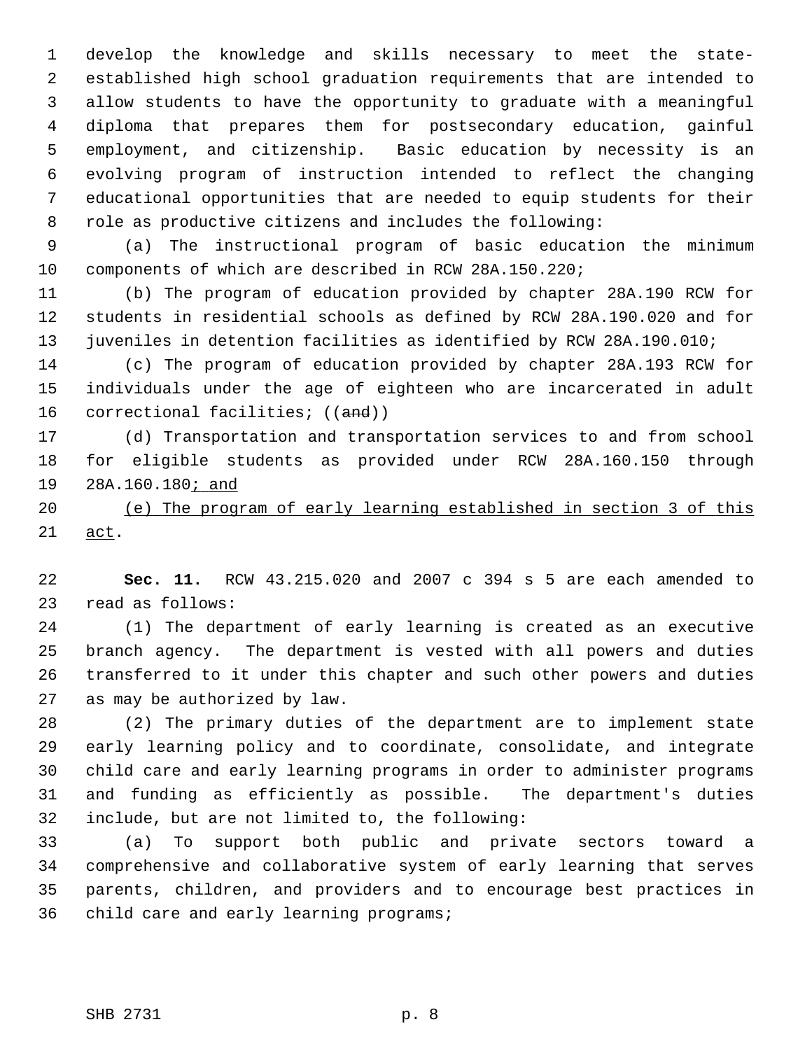develop the knowledge and skills necessary to meet the state-established high school graduation requirements that are intended to allow students to have the opportunity to graduate with a meaningful diploma that prepares them for postsecondary education, gainful employment, and citizenship. Basic education by necessity is an evolving program of instruction intended to reflect the changing educational opportunities that are needed to equip students for their role as productive citizens and includes the following:

(a) The instructional program of basic education the minimum components of which are described in RCW 28A.150.220;

(b) The program of education provided by chapter 28A.190 RCW for students in residential schools as defined by RCW 28A.190.020 and for juveniles in detention facilities as identified by RCW 28A.190.010;

(c) The program of education provided by chapter 28A.193 RCW for individuals under the age of eighteen who are incarcerated in adult correctional facilities; ((~~and~~))

(d) Transportation and transportation services to and from school for eligible students as provided under RCW 28A.160.150 through 28A.160.180<u>; and</u>

<u>(e) The program of early learning established in section 3 of this act</u>.

**Sec. 11.** RCW 43.215.020 and 2007 c 394 s 5 are each amended to read as follows:

(1) The department of early learning is created as an executive branch agency. The department is vested with all powers and duties transferred to it under this chapter and such other powers and duties as may be authorized by law.

(2) The primary duties of the department are to implement state early learning policy and to coordinate, consolidate, and integrate child care and early learning programs in order to administer programs and funding as efficiently as possible. The department's duties include, but are not limited to, the following:

(a) To support both public and private sectors toward a comprehensive and collaborative system of early learning that serves parents, children, and providers and to encourage best practices in child care and early learning programs;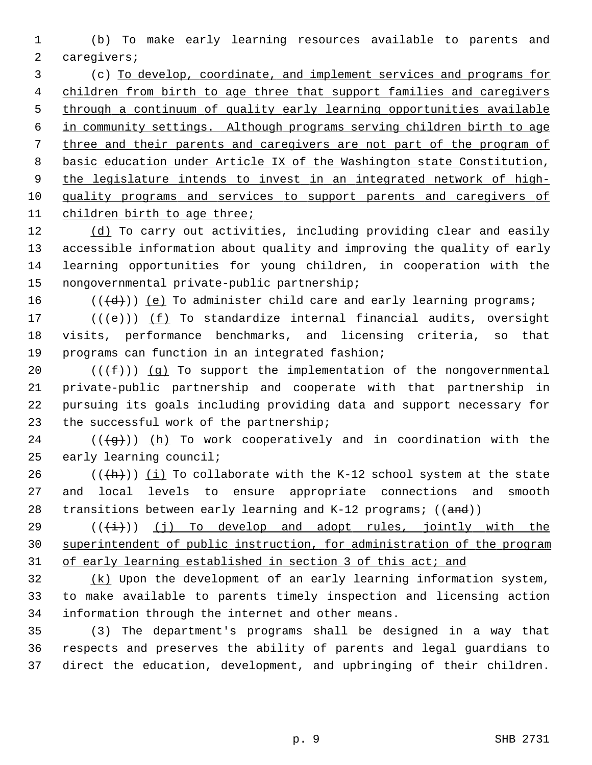(b) To make early learning resources available to parents and caregivers;

(c) To develop, coordinate, and implement services and programs for children from birth to age three that support families and caregivers through a continuum of quality early learning opportunities available in community settings. Although programs serving children birth to age three and their parents and caregivers are not part of the program of basic education under Article IX of the Washington state Constitution, the legislature intends to invest in an integrated network of high-quality programs and services to support parents and caregivers of children birth to age three;

(d) To carry out activities, including providing clear and easily accessible information about quality and improving the quality of early learning opportunities for young children, in cooperation with the nongovernmental private-public partnership;

(((d))) (e) To administer child care and early learning programs;

(((e))) (f) To standardize internal financial audits, oversight visits, performance benchmarks, and licensing criteria, so that programs can function in an integrated fashion;

(((f))) (g) To support the implementation of the nongovernmental private-public partnership and cooperate with that partnership in pursuing its goals including providing data and support necessary for the successful work of the partnership;

(((g))) (h) To work cooperatively and in coordination with the early learning council;

(((h))) (i) To collaborate with the K-12 school system at the state and local levels to ensure appropriate connections and smooth transitions between early learning and K-12 programs; ((and))

(((i))) (j) To develop and adopt rules, jointly with the superintendent of public instruction, for administration of the program of early learning established in section 3 of this act; and

(k) Upon the development of an early learning information system, to make available to parents timely inspection and licensing action information through the internet and other means.

(3) The department's programs shall be designed in a way that respects and preserves the ability of parents and legal guardians to direct the education, development, and upbringing of their children.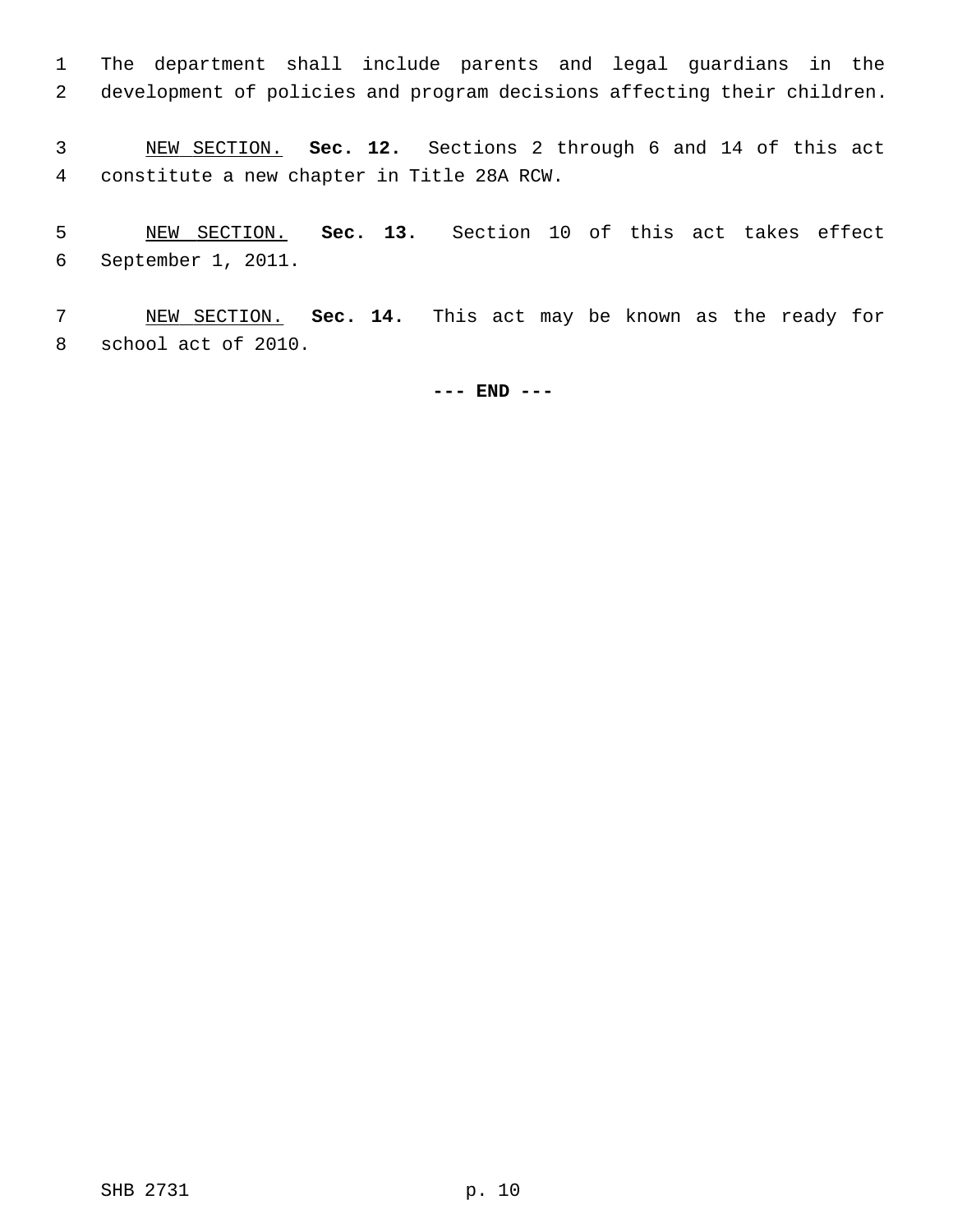The department shall include parents and legal guardians in the development of policies and program decisions affecting their children.

NEW SECTION. **Sec. 12.** Sections 2 through 6 and 14 of this act constitute a new chapter in Title 28A RCW.

NEW SECTION. **Sec. 13.** Section 10 of this act takes effect September 1, 2011.

NEW SECTION. **Sec. 14.** This act may be known as the ready for school act of 2010.

**--- END ---**